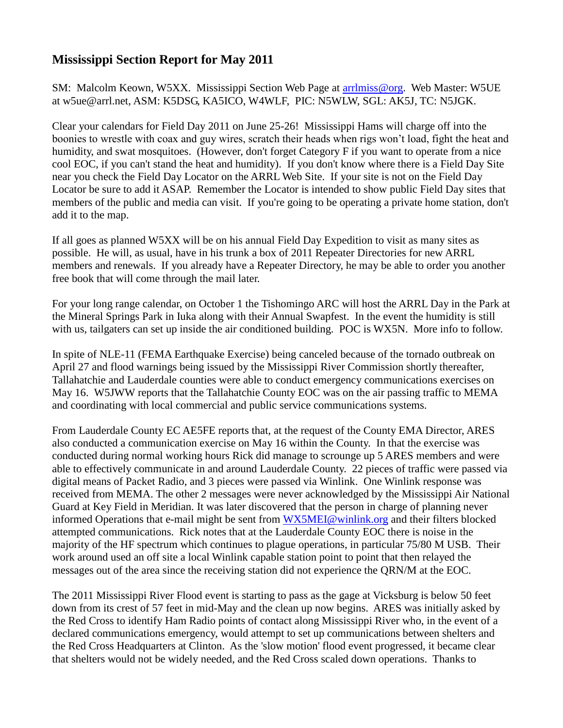## Mississippi Section Report for May 2011

SM: Malcolm Keown, W5XX. Mississippi Section Web Page at arrlmiss@org. Web Master: W5UE at w5ue@arrl.net, ASM: K5DSG, KA5ICO, W4WLF, PIC: N5WLW, SGL: AK5J, TC: N5JGK.

Clear your calendars for Field Day 2011 on June 25-26! Mississippi Hams will charge off into the boonies to wrestle with coax and guy wires, scratch their heads when rigs won't load, fight the heat and humidity, and swat mosquitoes. (However, don't forget Category F if you want to operate from a nice cool EOC, if you can't stand the heat and humidity). If you don't know where there is a Field Day Site near you check the Field Day Locator on the ARRL Web Site. If your site is not on the Field Day Locator be sure to add it ASAP. Remember the Locator is intended to show public Field Day sites that members of the public and media can visit. If you're going to be operating a private home station, don't add it to the map.

If all goes as planned W5XX will be on his annual Field Day Expedition to visit as many sites as possible. He will, as usual, have in his trunk a box of 2011 Repeater Directories for new ARRL members and renewals. If you already have a Repeater Directory, he may be able to order you another free book that will come through the mail later.

For your long range calendar, on October 1 the Tishomingo ARC will host the ARRL Day in the Park at the Mineral Springs Park in Iuka along with their Annual Swapfest. In the event the humidity is still with us, tailgaters can set up inside the air conditioned building. POC is WX5N. More info to follow.

In spite of NLE-11 (FEMA Earthquake Exercise) being canceled because of the tornado outbreak on April 27 and flood warnings being issued by the Mississippi River Commission shortly thereafter, Tallahatchie and Lauderdale counties were able to conduct emergency communications exercises on May 16. W5JWW reports that the Tallahatchie County EOC was on the air passing traffic to MEMA and coordinating with local commercial and public service communications systems.

From Lauderdale County EC AE5FE reports that, at the request of the County EMA Director, ARES also conducted a communication exercise on May 16 within the County. In that the exercise was conducted during normal working hours Rick did manage to scrounge up 5 ARES members and were able to effectively communicate in and around Lauderdale County. 22 pieces of traffic were passed via digital means of Packet Radio, and 3 pieces were passed via Winlink. One Winlink response was received from MEMA. The other 2 messages were never acknowledged by the Mississippi Air National Guard at Key Field in Meridian. It was later discovered that the person in charge of planning never informed Operations that e-mail might be sent from WX5MEI@winlink.org and their filters blocked attempted communications. Rick notes that at the Lauderdale County EOC there is noise in the majority of the HF spectrum which continues to plague operations, in particular 75/80 M USB. Their work around used an off site a local Winlink capable station point to point that then relayed the messages out of the area since the receiving station did not experience the QRN/M at the EOC.

The 2011 Mississippi River Flood event is starting to pass as the gage at Vicksburg is below 50 feet down from its crest of 57 feet in mid-May and the clean up now begins. ARES was initially asked by the Red Cross to identify Ham Radio points of contact along Mississippi River who, in the event of a declared communications emergency, would attempt to set up communications between shelters and the Red Cross Headquarters at Clinton. As the 'slow motion' flood event progressed, it became clear that shelters would not be widely needed, and the Red Cross scaled down operations. Thanks to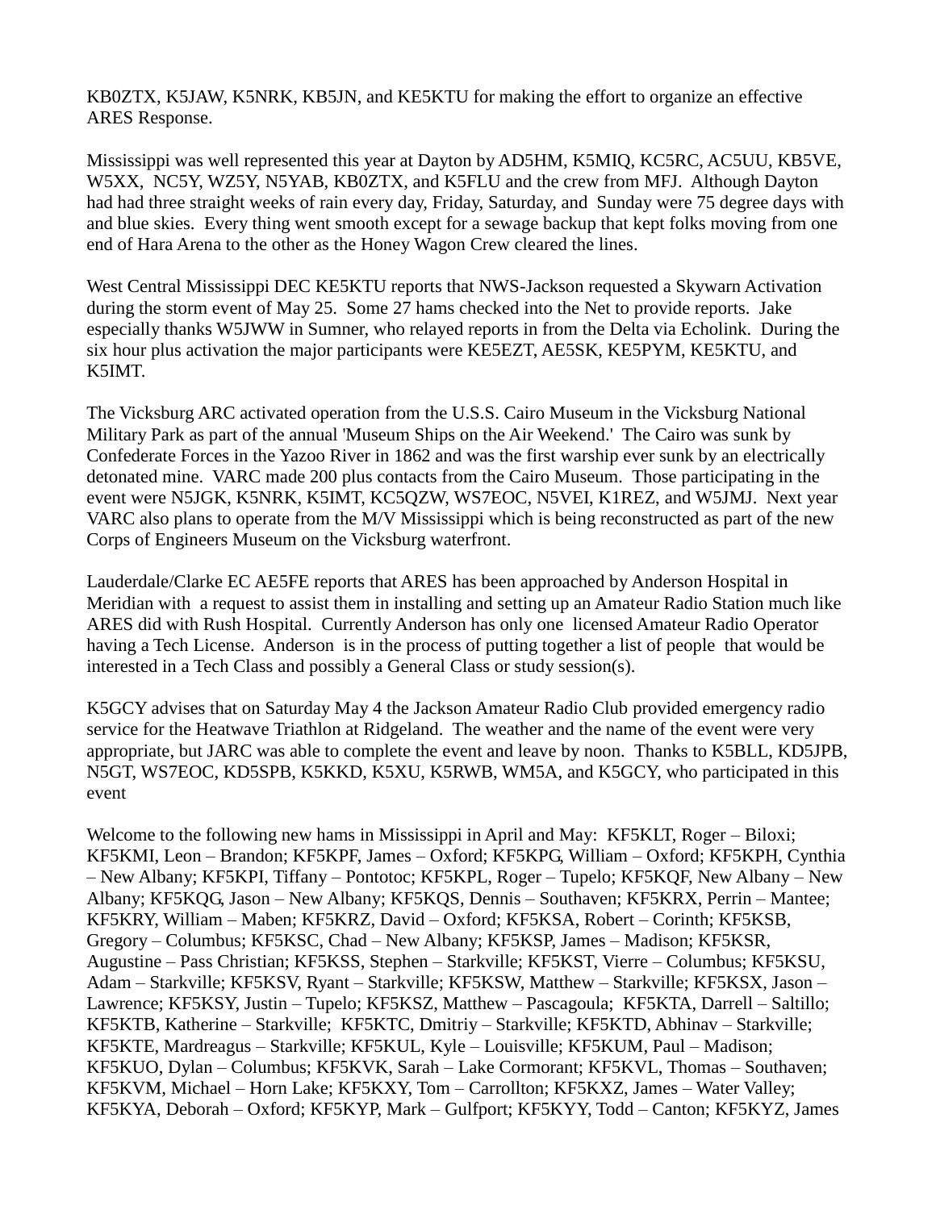KB0ZTX, K5JAW, K5NRK, KB5JN, and KE5KTU for making the effort to organize an effective ARES Response.

Mississippi was well represented this year at Dayton by AD5HM, K5MIQ, KC5RC, AC5UU, KB5VE, W5XX, NC5Y, WZ5Y, N5YAB, KB0ZTX, and K5FLU and the crew from MFJ. Although Dayton had had three straight weeks of rain every day, Friday, Saturday, and Sunday were 75 degree days with and blue skies. Every thing went smooth except for a sewage backup that kept folks moving from one end of Hara Arena to the other as the Honey Wagon Crew cleared the lines.

West Central Mississippi DEC KE5KTU reports that NWS-Jackson requested a Skywarn Activation during the storm event of May 25. Some 27 hams checked into the Net to provide reports. Jake especially thanks W5JWW in Sumner, who relayed reports in from the Delta via Echolink. During the six hour plus activation the major participants were KE5EZT, AE5SK, KE5PYM, KE5KTU, and K5IMT.

The Vicksburg ARC activated operation from the U.S.S. Cairo Museum in the Vicksburg National Military Park as part of the annual 'Museum Ships on the Air Weekend.' The Cairo was sunk by Confederate Forces in the Yazoo River in 1862 and was the first warship ever sunk by an electrically detonated mine. VARC made 200 plus contacts from the Cairo Museum. Those participating in the event were N5JGK, K5NRK, K5IMT, KC5QZW, WS7EOC, N5VEI, K1REZ, and W5JMJ. Next year VARC also plans to operate from the M/V Mississippi which is being reconstructed as part of the new Corps of Engineers Museum on the Vicksburg waterfront.

Lauderdale/Clarke EC AE5FE reports that ARES has been approached by Anderson Hospital in Meridian with a request to assist them in installing and setting up an Amateur Radio Station much like ARES did with Rush Hospital. Currently Anderson has only one licensed Amateur Radio Operator having a Tech License. Anderson is in the process of putting together a list of people that would be interested in a Tech Class and possibly a General Class or study session(s).

K5GCY advises that on Saturday May 4 the Jackson Amateur Radio Club provided emergency radio service for the Heatwave Triathlon at Ridgeland. The weather and the name of the event were very appropriate, but JARC was able to complete the event and leave by noon. Thanks to K5BLL, KD5JPB, N5GT, WS7EOC, KD5SPB, K5KKD, K5XU, K5RWB, WM5A, and K5GCY, who participated in this event

Welcome to the following new hams in Mississippi in April and May: KF5KLT, Roger – Biloxi; KF5KMI, Leon – Brandon; KF5KPF, James – Oxford; KF5KPG, William – Oxford; KF5KPH, Cynthia – New Albany; KF5KPI, Tiffany – Pontotoc; KF5KPL, Roger – Tupelo; KF5KQF, New Albany – New Albany; KF5KQG, Jason – New Albany; KF5KQS, Dennis – Southaven; KF5KRX, Perrin – Mantee; KF5KRY, William – Maben; KF5KRZ, David – Oxford; KF5KSA, Robert – Corinth; KF5KSB, Gregory – Columbus; KF5KSC, Chad – New Albany; KF5KSP, James – Madison; KF5KSR, Augustine – Pass Christian; KF5KSS, Stephen – Starkville; KF5KST, Vierre – Columbus; KF5KSU, Adam – Starkville; KF5KSV, Ryant – Starkville; KF5KSW, Matthew – Starkville; KF5KSX, Jason – Lawrence; KF5KSY, Justin – Tupelo; KF5KSZ, Matthew – Pascagoula; KF5KTA, Darrell – Saltillo; KF5KTB, Katherine – Starkville; KF5KTC, Dmitriy – Starkville; KF5KTD, Abhinav – Starkville; KF5KTE, Mardreagus – Starkville; KF5KUL, Kyle – Louisville; KF5KUM, Paul – Madison; KF5KUO, Dylan – Columbus; KF5KVK, Sarah – Lake Cormorant; KF5KVL, Thomas – Southaven; KF5KVM, Michael – Horn Lake; KF5KXY, Tom – Carrollton; KF5KXZ, James – Water Valley; KF5KYA, Deborah – Oxford; KF5KYP, Mark – Gulfport; KF5KYY, Todd – Canton; KF5KYZ, James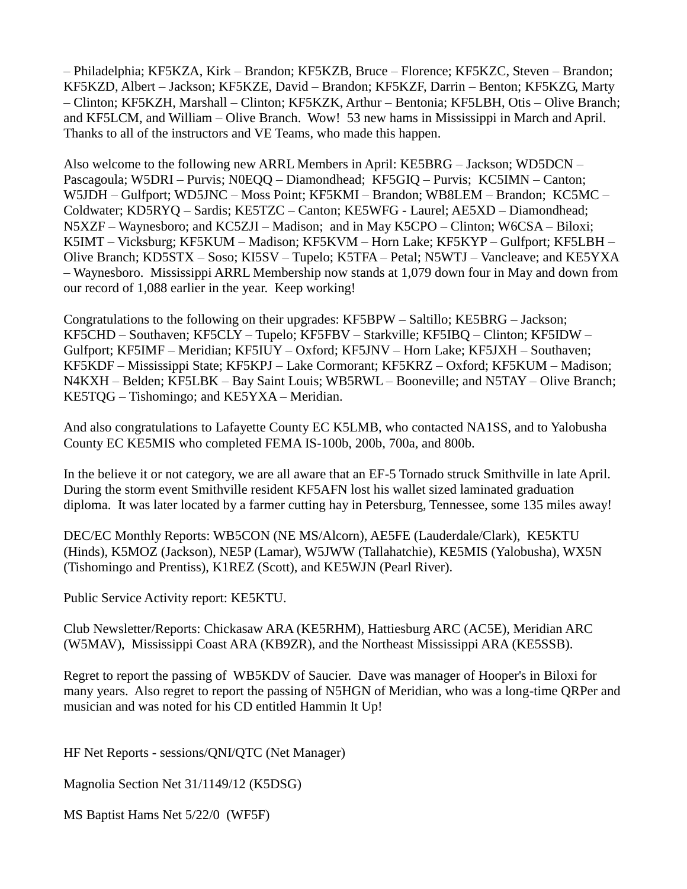– Philadelphia; KF5KZA, Kirk – Brandon; KF5KZB, Bruce – Florence; KF5KZC, Steven – Brandon; KF5KZD, Albert – Jackson; KF5KZE, David – Brandon; KF5KZF, Darrin – Benton; KF5KZG, Marty – Clinton; KF5KZH, Marshall – Clinton; KF5KZK, Arthur – Bentonia; KF5LBH, Otis – Olive Branch; and KF5LCM, and William – Olive Branch. Wow! 53 new hams in Mississippi in March and April. Thanks to all of the instructors and VE Teams, who made this happen.

Also welcome to the following new ARRL Members in April: KE5BRG – Jackson; WD5DCN – Pascagoula; W5DRI – Purvis; N0EQQ – Diamondhead; KF5GIQ – Purvis; KC5IMN – Canton; W5JDH – Gulfport; WD5JNC – Moss Point; KF5KMI – Brandon; WB8LEM – Brandon; KC5MC – Coldwater; KD5RYQ – Sardis; KE5TZC – Canton; KE5WFG - Laurel; AE5XD – Diamondhead; N5XZF – Waynesboro; and KC5ZJI – Madison; and in May K5CPO – Clinton; W6CSA – Biloxi; K5IMT – Vicksburg; KF5KUM – Madison; KF5KVM – Horn Lake; KF5KYP – Gulfport; KF5LBH – Olive Branch; KD5STX – Soso; KI5SV – Tupelo; K5TFA – Petal; N5WTJ – Vancleave; and KE5YXA – Waynesboro. Mississippi ARRL Membership now stands at 1,079 down four in May and down from our record of 1,088 earlier in the year. Keep working!

Congratulations to the following on their upgrades: KF5BPW – Saltillo; KE5BRG – Jackson; KF5CHD – Southaven; KF5CLY – Tupelo; KF5FBV – Starkville; KF5IBQ – Clinton; KF5IDW – Gulfport; KF5IMF – Meridian; KF5IUY – Oxford; KF5JNV – Horn Lake; KF5JXH – Southaven; KF5KDF – Mississippi State; KF5KPJ – Lake Cormorant; KF5KRZ – Oxford; KF5KUM – Madison; N4KXH – Belden; KF5LBK – Bay Saint Louis; WB5RWL – Booneville; and N5TAY – Olive Branch; KE5TQG – Tishomingo; and KE5YXA – Meridian.

And also congratulations to Lafayette County EC K5LMB, who contacted NA1SS, and to Yalobusha County EC KE5MIS who completed FEMA IS-100b, 200b, 700a, and 800b.

In the believe it or not category, we are all aware that an EF-5 Tornado struck Smithville in late April. During the storm event Smithville resident KF5AFN lost his wallet sized laminated graduation diploma. It was later located by a farmer cutting hay in Petersburg, Tennessee, some 135 miles away!

DEC/EC Monthly Reports: WB5CON (NE MS/Alcorn), AE5FE (Lauderdale/Clark), KE5KTU (Hinds), K5MOZ (Jackson), NE5P (Lamar), W5JWW (Tallahatchie), KE5MIS (Yalobusha), WX5N (Tishomingo and Prentiss), K1REZ (Scott), and KE5WJN (Pearl River).

Public Service Activity report: KE5KTU.

Club Newsletter/Reports: Chickasaw ARA (KE5RHM), Hattiesburg ARC (AC5E), Meridian ARC (W5MAV), Mississippi Coast ARA (KB9ZR), and the Northeast Mississippi ARA (KE5SSB).

Regret to report the passing of WB5KDV of Saucier. Dave was manager of Hooper's in Biloxi for many years. Also regret to report the passing of N5HGN of Meridian, who was a long-time QRPer and musician and was noted for his CD entitled Hammin It Up!

HF Net Reports - sessions/QNI/QTC (Net Manager)

Magnolia Section Net 31/1149/12 (K5DSG)

MS Baptist Hams Net 5/22/0 (WF5F)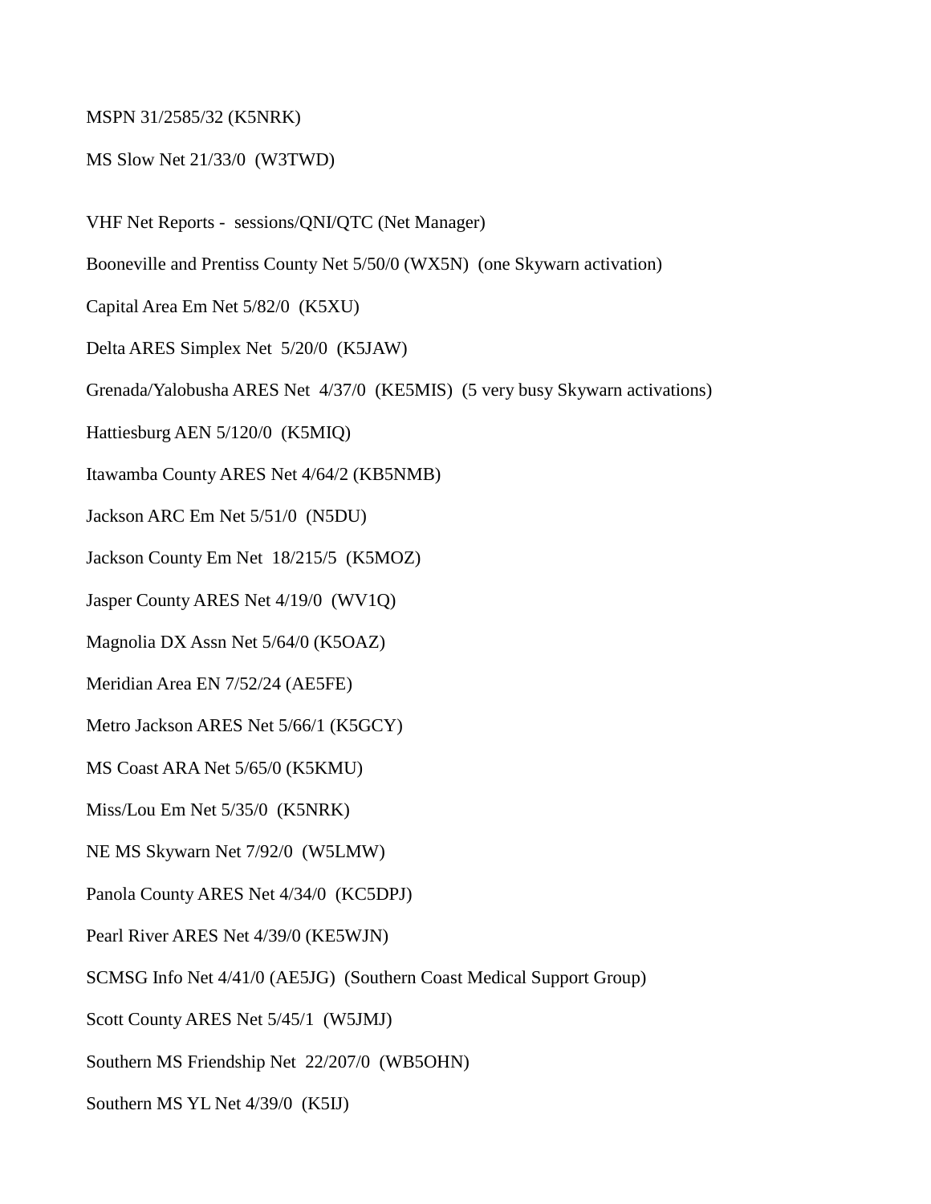MSPN 31/2585/32 (K5NRK)

MS Slow Net 21/33/0 (W3TWD)

VHF Net Reports - sessions/QNI/QTC (Net Manager)

Booneville and Prentiss County Net 5/50/0 (WX5N) (one Skywarn activation)

Capital Area Em Net 5/82/0 (K5XU)

Delta ARES Simplex Net 5/20/0 (K5JAW)

Grenada/Yalobusha ARES Net 4/37/0 (KE5MIS) (5 very busy Skywarn activations)

Hattiesburg AEN 5/120/0 (K5MIQ)

Itawamba County ARES Net 4/64/2 (KB5NMB)

Jackson ARC Em Net 5/51/0 (N5DU)

Jackson County Em Net 18/215/5 (K5MOZ)

Jasper County ARES Net 4/19/0 (WV1Q)

Magnolia DX Assn Net 5/64/0 (K5OAZ)

Meridian Area EN 7/52/24 (AE5FE)

Metro Jackson ARES Net 5/66/1 (K5GCY)

MS Coast ARA Net 5/65/0 (K5KMU)

Miss/Lou Em Net 5/35/0 (K5NRK)

NE MS Skywarn Net 7/92/0 (W5LMW)

Panola County ARES Net 4/34/0 (KC5DPJ)

Pearl River ARES Net 4/39/0 (KE5WJN)

SCMSG Info Net 4/41/0 (AE5JG) (Southern Coast Medical Support Group)

Scott County ARES Net 5/45/1 (W5JMJ)

Southern MS Friendship Net 22/207/0 (WB5OHN)

Southern MS YL Net 4/39/0 (K5IJ)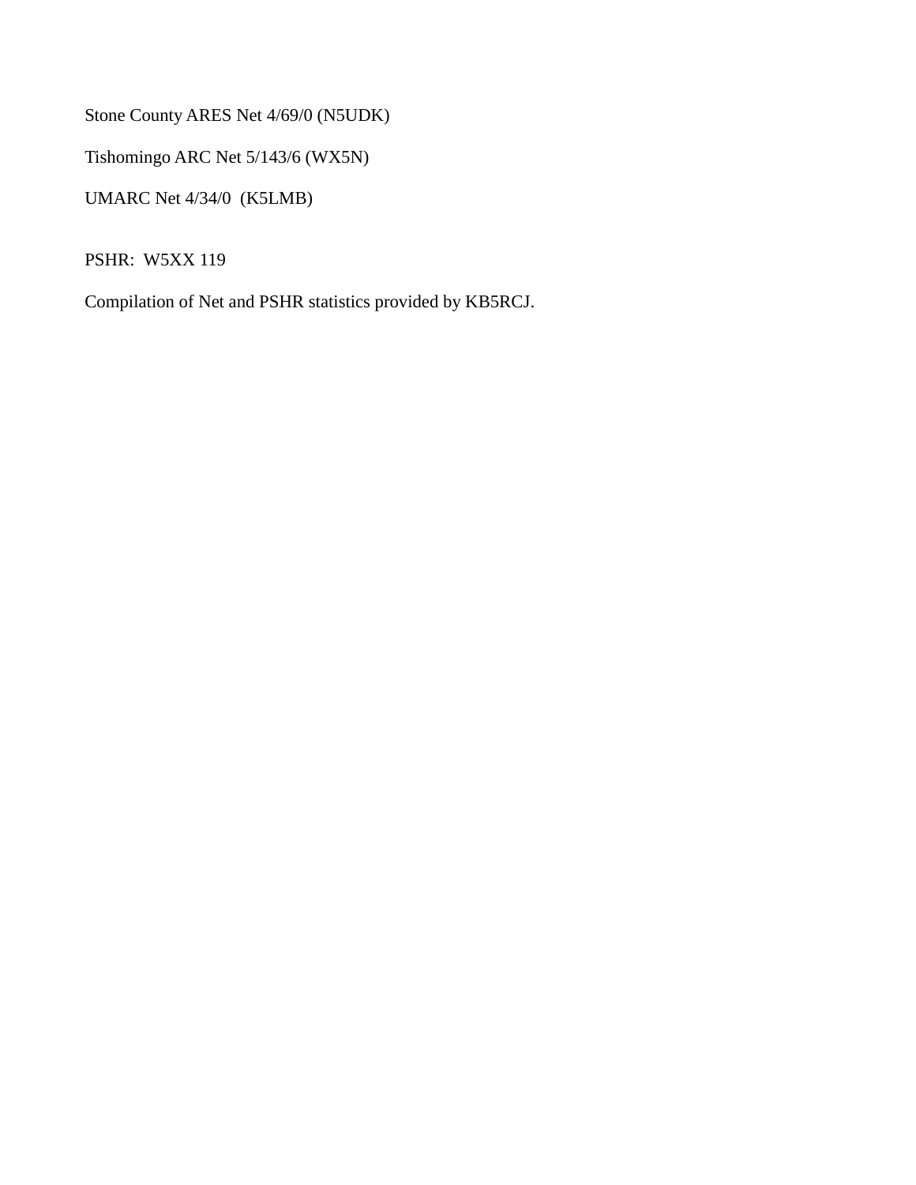Stone County ARES Net 4/69/0 (N5UDK)

Tishomingo ARC Net 5/143/6 (WX5N)

UMARC Net 4/34/0 (K5LMB)

PSHR: W5XX 119

Compilation of Net and PSHR statistics provided by KB5RCJ.